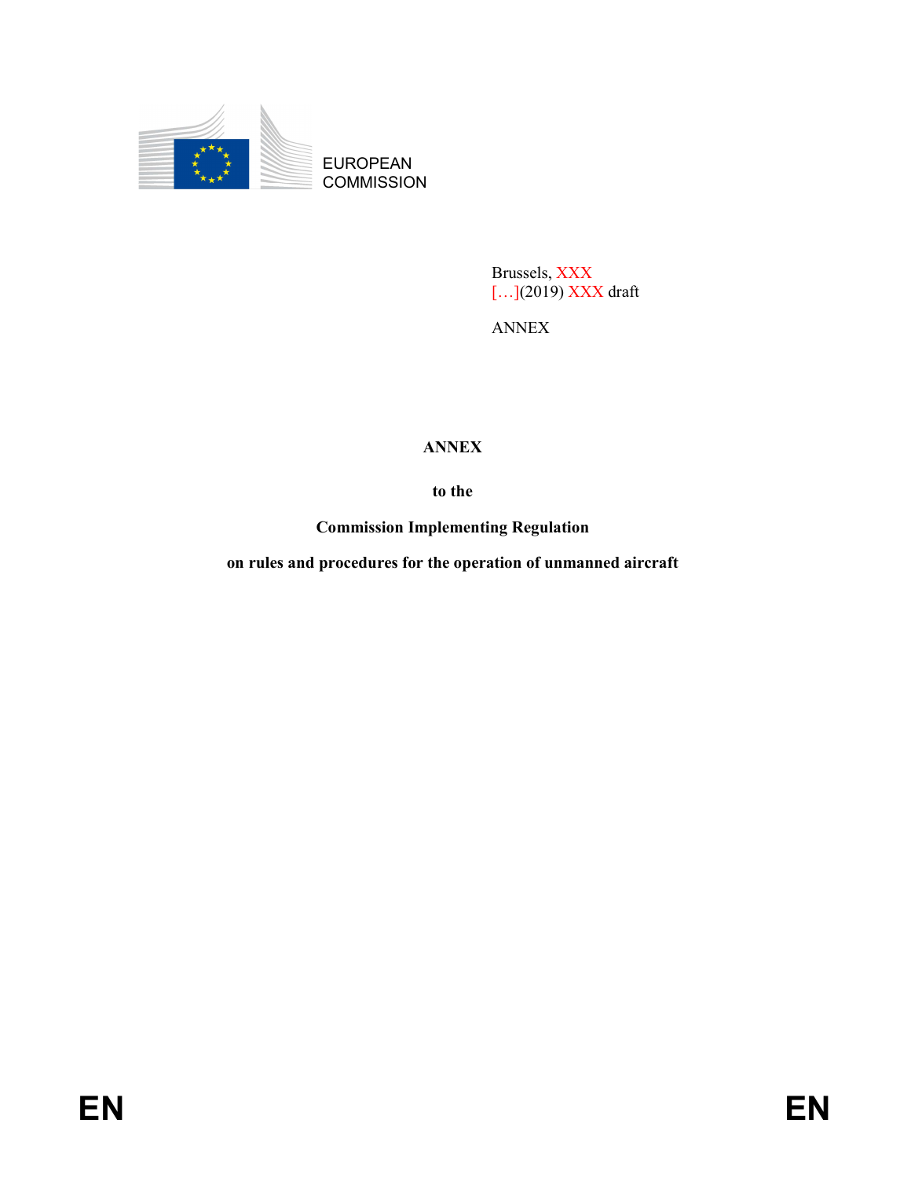EUROPEAN COMMISSION

Brussels, XXX
[…](2019) XXX draft

ANNEX

**ANNEX**

**to the**

**Commission Implementing Regulation**

**on rules and procedures for the operation of unmanned aircraft**

EN EN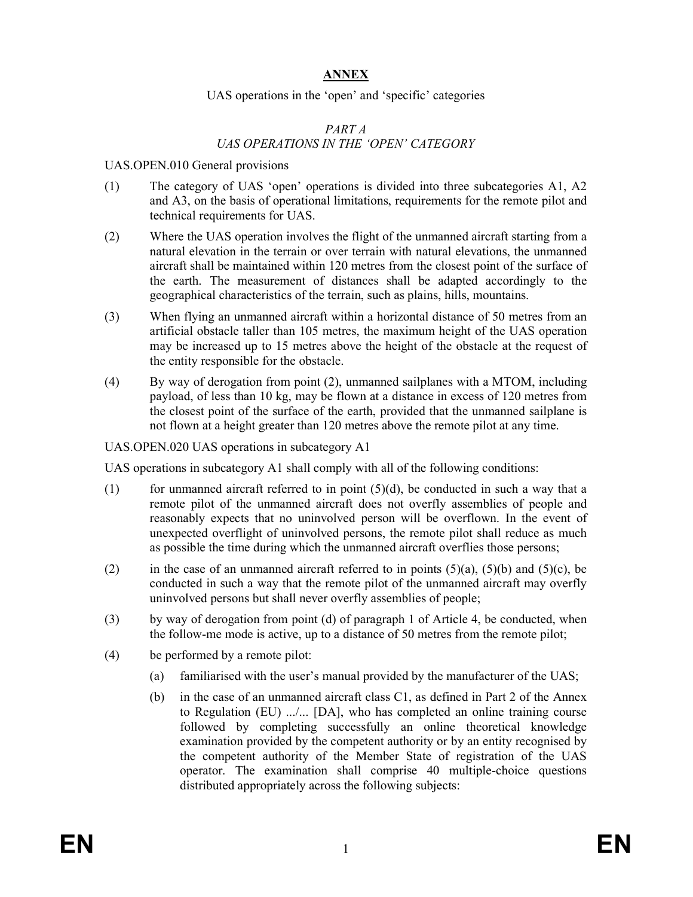# ANNEX

UAS operations in the 'open' and 'specific' categories

## *PART A*
## *UAS OPERATIONS IN THE 'OPEN' CATEGORY*

UAS.OPEN.010 General provisions

(1) The category of UAS 'open' operations is divided into three subcategories A1, A2 and A3, on the basis of operational limitations, requirements for the remote pilot and technical requirements for UAS.

(2) Where the UAS operation involves the flight of the unmanned aircraft starting from a natural elevation in the terrain or over terrain with natural elevations, the unmanned aircraft shall be maintained within 120 metres from the closest point of the surface of the earth. The measurement of distances shall be adapted accordingly to the geographical characteristics of the terrain, such as plains, hills, mountains.

(3) When flying an unmanned aircraft within a horizontal distance of 50 metres from an artificial obstacle taller than 105 metres, the maximum height of the UAS operation may be increased up to 15 metres above the height of the obstacle at the request of the entity responsible for the obstacle.

(4) By way of derogation from point (2), unmanned sailplanes with a MTOM, including payload, of less than 10 kg, may be flown at a distance in excess of 120 metres from the closest point of the surface of the earth, provided that the unmanned sailplane is not flown at a height greater than 120 metres above the remote pilot at any time.

UAS.OPEN.020 UAS operations in subcategory A1

UAS operations in subcategory A1 shall comply with all of the following conditions:

(1) for unmanned aircraft referred to in point (5)(d), be conducted in such a way that a remote pilot of the unmanned aircraft does not overfly assemblies of people and reasonably expects that no uninvolved person will be overflown. In the event of unexpected overflight of uninvolved persons, the remote pilot shall reduce as much as possible the time during which the unmanned aircraft overflies those persons;

(2) in the case of an unmanned aircraft referred to in points (5)(a), (5)(b) and (5)(c), be conducted in such a way that the remote pilot of the unmanned aircraft may overfly uninvolved persons but shall never overfly assemblies of people;

(3) by way of derogation from point (d) of paragraph 1 of Article 4, be conducted, when the follow-me mode is active, up to a distance of 50 metres from the remote pilot;

(4) be performed by a remote pilot:

   (a) familiarised with the user's manual provided by the manufacturer of the UAS;

   (b) in the case of an unmanned aircraft class C1, as defined in Part 2 of the Annex to Regulation (EU) .../... [DA], who has completed an online training course followed by completing successfully an online theoretical knowledge examination provided by the competent authority or by an entity recognised by the competent authority of the Member State of registration of the UAS operator. The examination shall comprise 40 multiple-choice questions distributed appropriately across the following subjects: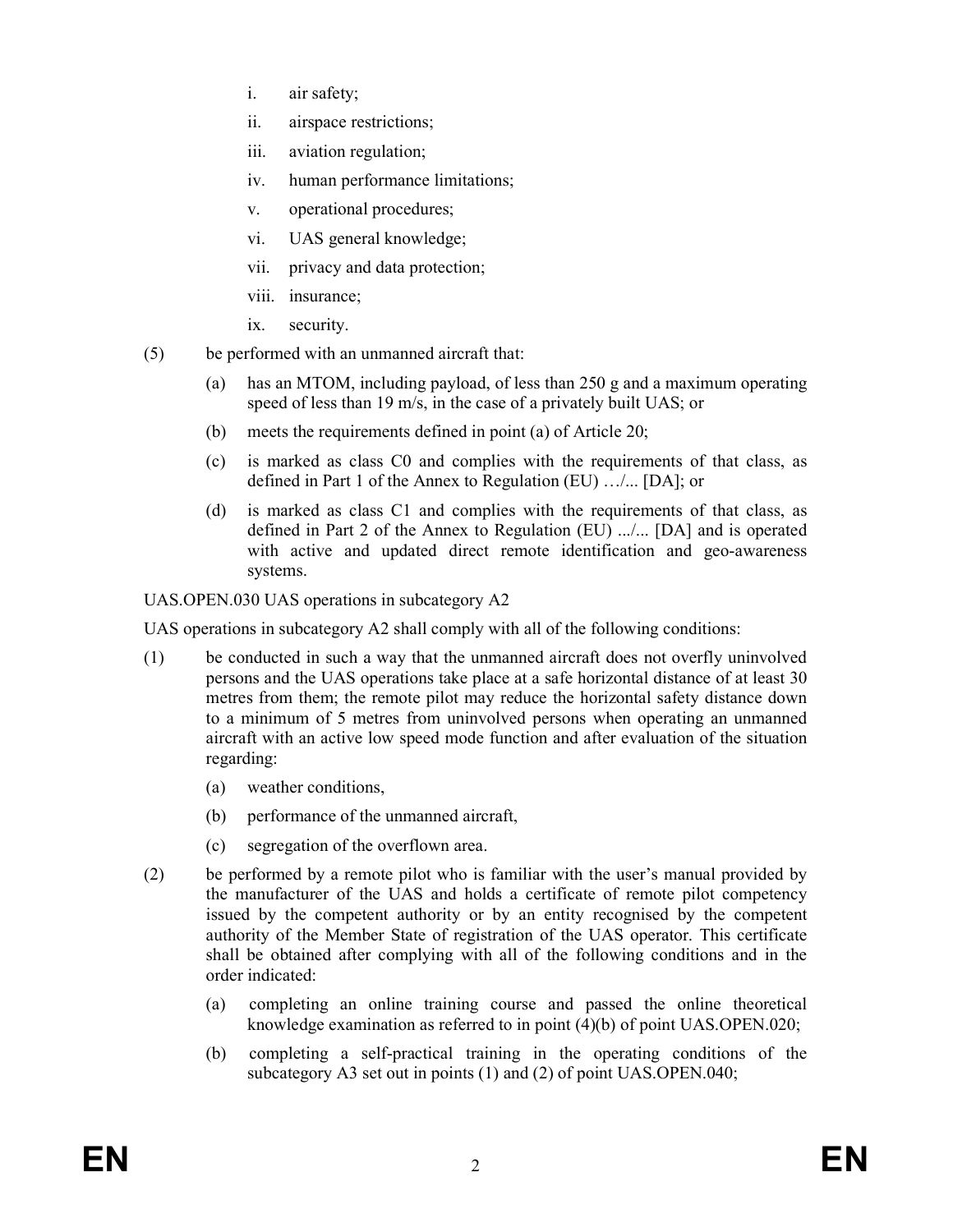i. air safety;
ii. airspace restrictions;
iii. aviation regulation;
iv. human performance limitations;
v. operational procedures;
vi. UAS general knowledge;
vii. privacy and data protection;
viii. insurance;
ix. security.

(5) be performed with an unmanned aircraft that:

(a) has an MTOM, including payload, of less than 250 g and a maximum operating speed of less than 19 m/s, in the case of a privately built UAS; or

(b) meets the requirements defined in point (a) of Article 20;

(c) is marked as class C0 and complies with the requirements of that class, as defined in Part 1 of the Annex to Regulation (EU) …/... [DA]; or

(d) is marked as class C1 and complies with the requirements of that class, as defined in Part 2 of the Annex to Regulation (EU) .../... [DA] and is operated with active and updated direct remote identification and geo-awareness systems.

UAS.OPEN.030 UAS operations in subcategory A2

UAS operations in subcategory A2 shall comply with all of the following conditions:

(1) be conducted in such a way that the unmanned aircraft does not overfly uninvolved persons and the UAS operations take place at a safe horizontal distance of at least 30 metres from them; the remote pilot may reduce the horizontal safety distance down to a minimum of 5 metres from uninvolved persons when operating an unmanned aircraft with an active low speed mode function and after evaluation of the situation regarding:

(a) weather conditions,

(b) performance of the unmanned aircraft,

(c) segregation of the overflown area.

(2) be performed by a remote pilot who is familiar with the user's manual provided by the manufacturer of the UAS and holds a certificate of remote pilot competency issued by the competent authority or by an entity recognised by the competent authority of the Member State of registration of the UAS operator. This certificate shall be obtained after complying with all of the following conditions and in the order indicated:

(a) completing an online training course and passed the online theoretical knowledge examination as referred to in point (4)(b) of point UAS.OPEN.020;

(b) completing a self-practical training in the operating conditions of the subcategory A3 set out in points (1) and (2) of point UAS.OPEN.040;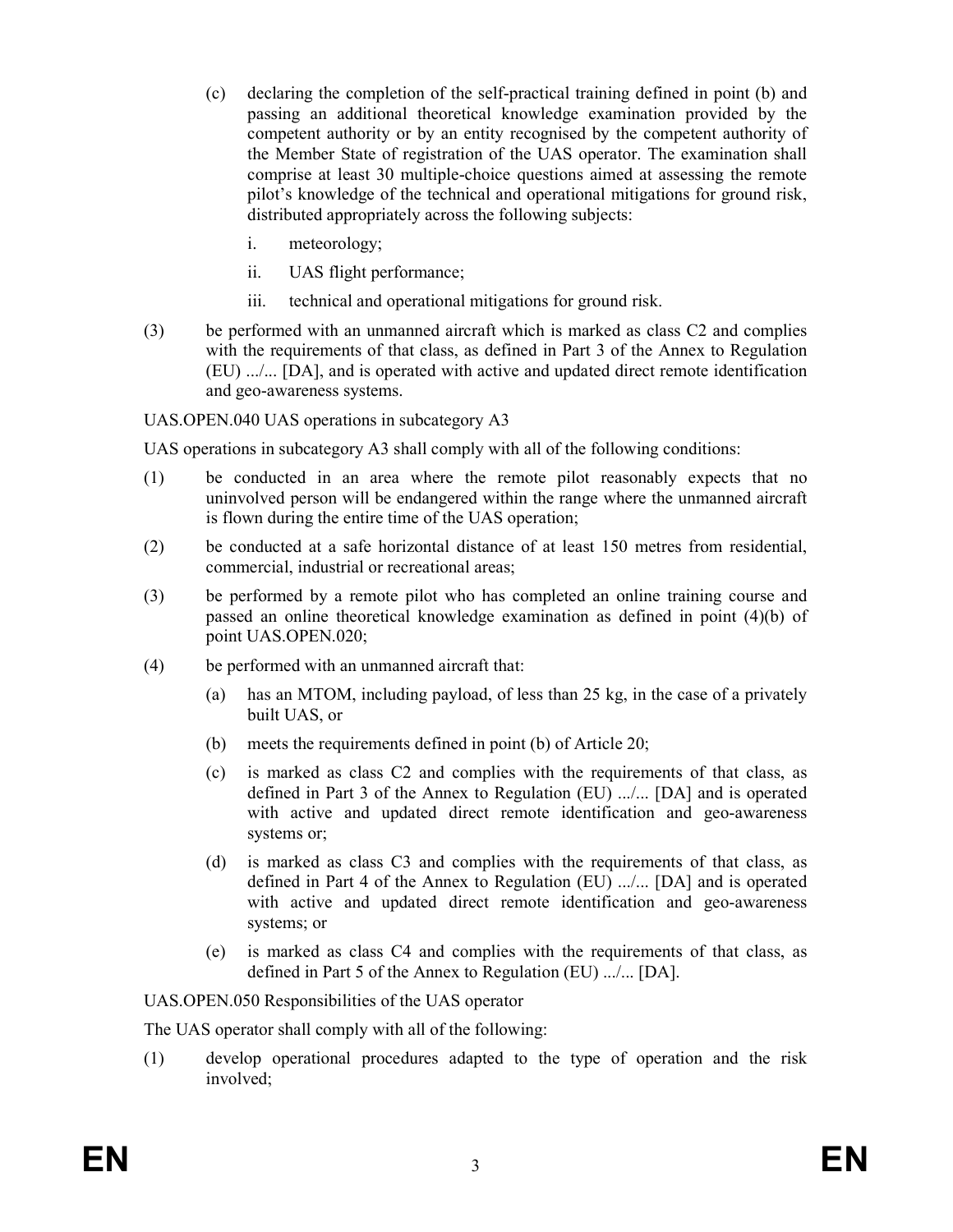(c) declaring the completion of the self-practical training defined in point (b) and passing an additional theoretical knowledge examination provided by the competent authority or by an entity recognised by the competent authority of the Member State of registration of the UAS operator. The examination shall comprise at least 30 multiple-choice questions aimed at assessing the remote pilot's knowledge of the technical and operational mitigations for ground risk, distributed appropriately across the following subjects:

i. meteorology;

ii. UAS flight performance;

iii. technical and operational mitigations for ground risk.

(3) be performed with an unmanned aircraft which is marked as class C2 and complies with the requirements of that class, as defined in Part 3 of the Annex to Regulation (EU) .../... [DA], and is operated with active and updated direct remote identification and geo-awareness systems.

UAS.OPEN.040 UAS operations in subcategory A3

UAS operations in subcategory A3 shall comply with all of the following conditions:

(1) be conducted in an area where the remote pilot reasonably expects that no uninvolved person will be endangered within the range where the unmanned aircraft is flown during the entire time of the UAS operation;

(2) be conducted at a safe horizontal distance of at least 150 metres from residential, commercial, industrial or recreational areas;

(3) be performed by a remote pilot who has completed an online training course and passed an online theoretical knowledge examination as defined in point (4)(b) of point UAS.OPEN.020;

(4) be performed with an unmanned aircraft that:

(a) has an MTOM, including payload, of less than 25 kg, in the case of a privately built UAS, or

(b) meets the requirements defined in point (b) of Article 20;

(c) is marked as class C2 and complies with the requirements of that class, as defined in Part 3 of the Annex to Regulation (EU) .../... [DA] and is operated with active and updated direct remote identification and geo-awareness systems or;

(d) is marked as class C3 and complies with the requirements of that class, as defined in Part 4 of the Annex to Regulation (EU) .../... [DA] and is operated with active and updated direct remote identification and geo-awareness systems; or

(e) is marked as class C4 and complies with the requirements of that class, as defined in Part 5 of the Annex to Regulation (EU) .../... [DA].

UAS.OPEN.050 Responsibilities of the UAS operator

The UAS operator shall comply with all of the following:

(1) develop operational procedures adapted to the type of operation and the risk involved;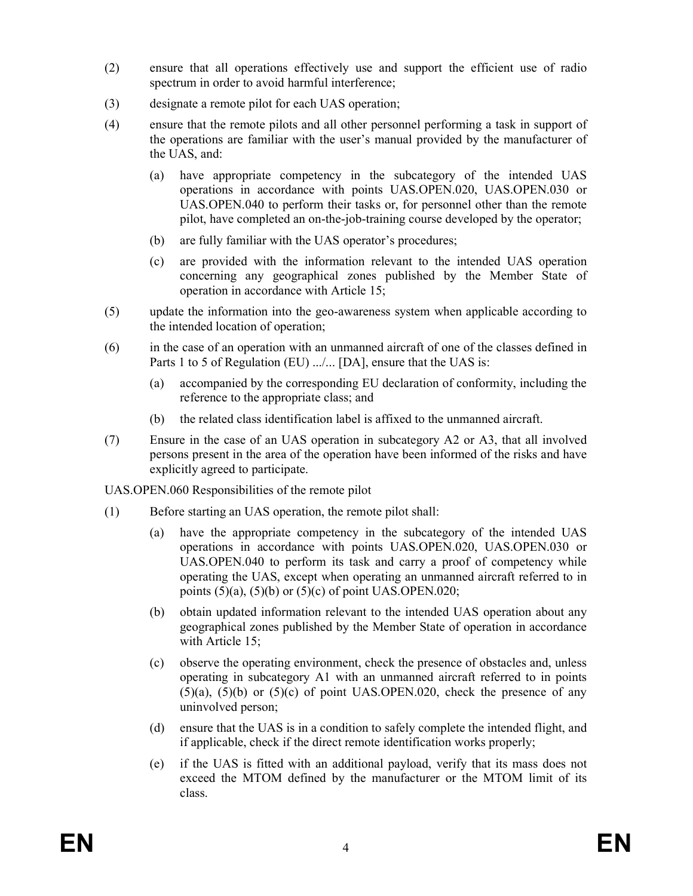(2) ensure that all operations effectively use and support the efficient use of radio spectrum in order to avoid harmful interference;

(3) designate a remote pilot for each UAS operation;

(4) ensure that the remote pilots and all other personnel performing a task in support of the operations are familiar with the user's manual provided by the manufacturer of the UAS, and:

   (a) have appropriate competency in the subcategory of the intended UAS operations in accordance with points UAS.OPEN.020, UAS.OPEN.030 or UAS.OPEN.040 to perform their tasks or, for personnel other than the remote pilot, have completed an on-the-job-training course developed by the operator;

   (b) are fully familiar with the UAS operator's procedures;

   (c) are provided with the information relevant to the intended UAS operation concerning any geographical zones published by the Member State of operation in accordance with Article 15;

(5) update the information into the geo-awareness system when applicable according to the intended location of operation;

(6) in the case of an operation with an unmanned aircraft of one of the classes defined in Parts 1 to 5 of Regulation (EU) .../... [DA], ensure that the UAS is:

   (a) accompanied by the corresponding EU declaration of conformity, including the reference to the appropriate class; and

   (b) the related class identification label is affixed to the unmanned aircraft.

(7) Ensure in the case of an UAS operation in subcategory A2 or A3, that all involved persons present in the area of the operation have been informed of the risks and have explicitly agreed to participate.

UAS.OPEN.060 Responsibilities of the remote pilot

(1) Before starting an UAS operation, the remote pilot shall:

   (a) have the appropriate competency in the subcategory of the intended UAS operations in accordance with points UAS.OPEN.020, UAS.OPEN.030 or UAS.OPEN.040 to perform its task and carry a proof of competency while operating the UAS, except when operating an unmanned aircraft referred to in points (5)(a), (5)(b) or (5)(c) of point UAS.OPEN.020;

   (b) obtain updated information relevant to the intended UAS operation about any geographical zones published by the Member State of operation in accordance with Article 15;

   (c) observe the operating environment, check the presence of obstacles and, unless operating in subcategory A1 with an unmanned aircraft referred to in points (5)(a), (5)(b) or (5)(c) of point UAS.OPEN.020, check the presence of any uninvolved person;

   (d) ensure that the UAS is in a condition to safely complete the intended flight, and if applicable, check if the direct remote identification works properly;

   (e) if the UAS is fitted with an additional payload, verify that its mass does not exceed the MTOM defined by the manufacturer or the MTOM limit of its class.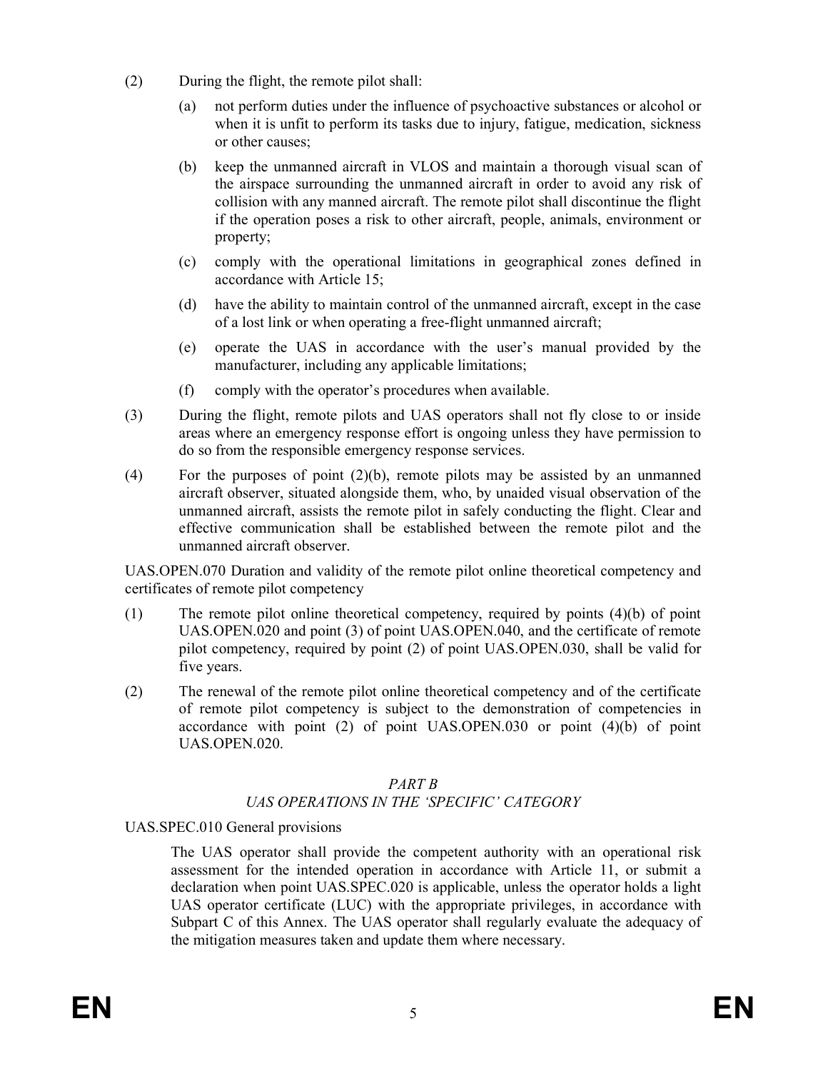(2) During the flight, the remote pilot shall:

   (a) not perform duties under the influence of psychoactive substances or alcohol or when it is unfit to perform its tasks due to injury, fatigue, medication, sickness or other causes;

   (b) keep the unmanned aircraft in VLOS and maintain a thorough visual scan of the airspace surrounding the unmanned aircraft in order to avoid any risk of collision with any manned aircraft. The remote pilot shall discontinue the flight if the operation poses a risk to other aircraft, people, animals, environment or property;

   (c) comply with the operational limitations in geographical zones defined in accordance with Article 15;

   (d) have the ability to maintain control of the unmanned aircraft, except in the case of a lost link or when operating a free-flight unmanned aircraft;

   (e) operate the UAS in accordance with the user's manual provided by the manufacturer, including any applicable limitations;

   (f) comply with the operator's procedures when available.

(3) During the flight, remote pilots and UAS operators shall not fly close to or inside areas where an emergency response effort is ongoing unless they have permission to do so from the responsible emergency response services.

(4) For the purposes of point (2)(b), remote pilots may be assisted by an unmanned aircraft observer, situated alongside them, who, by unaided visual observation of the unmanned aircraft, assists the remote pilot in safely conducting the flight. Clear and effective communication shall be established between the remote pilot and the unmanned aircraft observer.

UAS.OPEN.070 Duration and validity of the remote pilot online theoretical competency and certificates of remote pilot competency

(1) The remote pilot online theoretical competency, required by points (4)(b) of point UAS.OPEN.020 and point (3) of point UAS.OPEN.040, and the certificate of remote pilot competency, required by point (2) of point UAS.OPEN.030, shall be valid for five years.

(2) The renewal of the remote pilot online theoretical competency and of the certificate of remote pilot competency is subject to the demonstration of competencies in accordance with point (2) of point UAS.OPEN.030 or point (4)(b) of point UAS.OPEN.020.

## *PART B*
## *UAS OPERATIONS IN THE 'SPECIFIC' CATEGORY*

UAS.SPEC.010 General provisions

The UAS operator shall provide the competent authority with an operational risk assessment for the intended operation in accordance with Article 11, or submit a declaration when point UAS.SPEC.020 is applicable, unless the operator holds a light UAS operator certificate (LUC) with the appropriate privileges, in accordance with Subpart C of this Annex. The UAS operator shall regularly evaluate the adequacy of the mitigation measures taken and update them where necessary.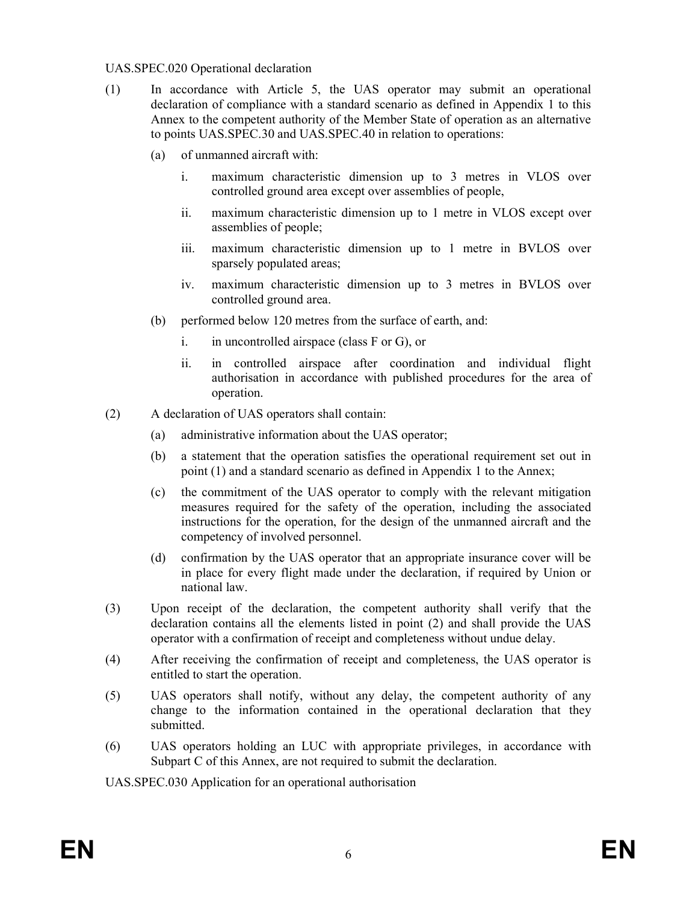UAS.SPEC.020 Operational declaration

(1) In accordance with Article 5, the UAS operator may submit an operational declaration of compliance with a standard scenario as defined in Appendix 1 to this Annex to the competent authority of the Member State of operation as an alternative to points UAS.SPEC.30 and UAS.SPEC.40 in relation to operations:

   (a) of unmanned aircraft with:

      i. maximum characteristic dimension up to 3 metres in VLOS over controlled ground area except over assemblies of people,

      ii. maximum characteristic dimension up to 1 metre in VLOS except over assemblies of people;

      iii. maximum characteristic dimension up to 1 metre in BVLOS over sparsely populated areas;

      iv. maximum characteristic dimension up to 3 metres in BVLOS over controlled ground area.

   (b) performed below 120 metres from the surface of earth, and:

      i. in uncontrolled airspace (class F or G), or

      ii. in controlled airspace after coordination and individual flight authorisation in accordance with published procedures for the area of operation.

(2) A declaration of UAS operators shall contain:

   (a) administrative information about the UAS operator;

   (b) a statement that the operation satisfies the operational requirement set out in point (1) and a standard scenario as defined in Appendix 1 to the Annex;

   (c) the commitment of the UAS operator to comply with the relevant mitigation measures required for the safety of the operation, including the associated instructions for the operation, for the design of the unmanned aircraft and the competency of involved personnel.

   (d) confirmation by the UAS operator that an appropriate insurance cover will be in place for every flight made under the declaration, if required by Union or national law.

(3) Upon receipt of the declaration, the competent authority shall verify that the declaration contains all the elements listed in point (2) and shall provide the UAS operator with a confirmation of receipt and completeness without undue delay.

(4) After receiving the confirmation of receipt and completeness, the UAS operator is entitled to start the operation.

(5) UAS operators shall notify, without any delay, the competent authority of any change to the information contained in the operational declaration that they submitted.

(6) UAS operators holding an LUC with appropriate privileges, in accordance with Subpart C of this Annex, are not required to submit the declaration.

UAS.SPEC.030 Application for an operational authorisation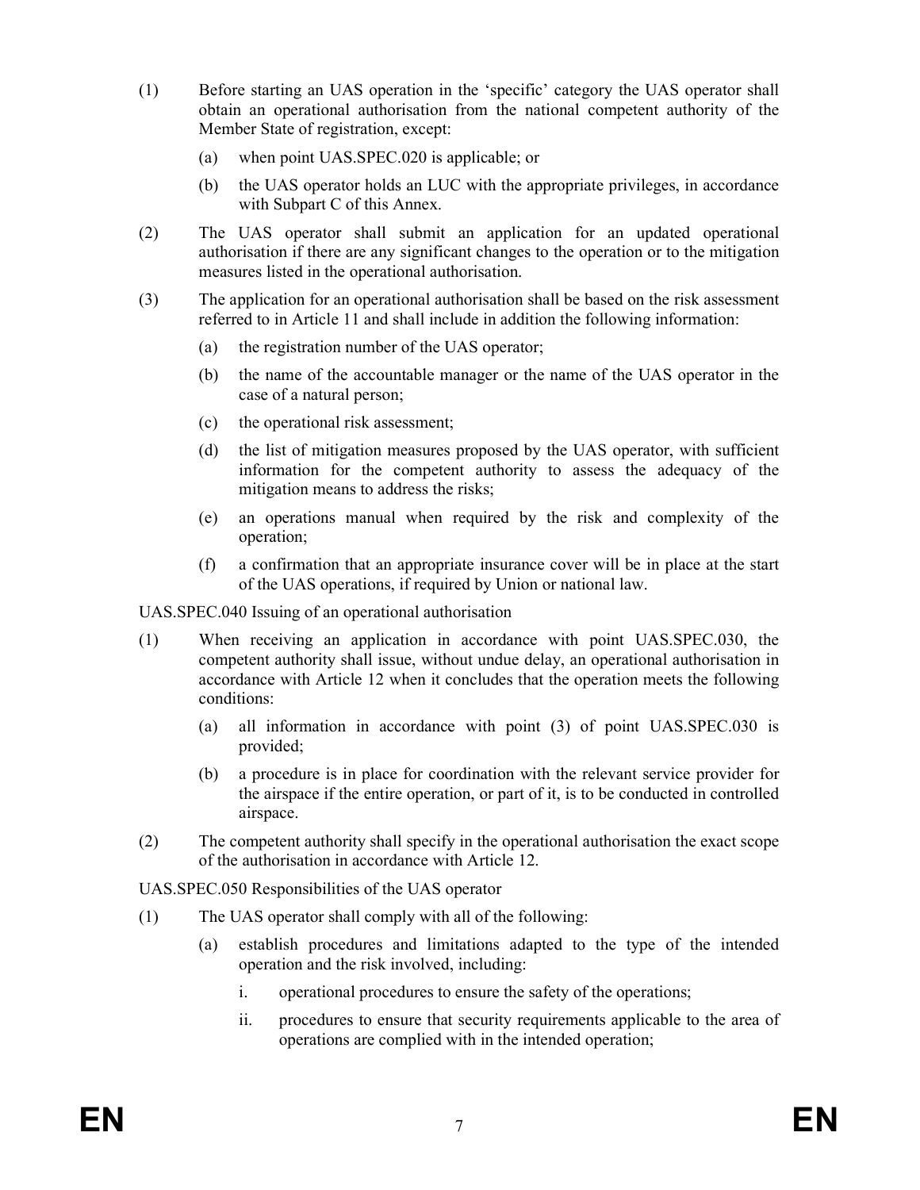(1) Before starting an UAS operation in the 'specific' category the UAS operator shall obtain an operational authorisation from the national competent authority of the Member State of registration, except:

  (a) when point UAS.SPEC.020 is applicable; or

  (b) the UAS operator holds an LUC with the appropriate privileges, in accordance with Subpart C of this Annex.

(2) The UAS operator shall submit an application for an updated operational authorisation if there are any significant changes to the operation or to the mitigation measures listed in the operational authorisation.

(3) The application for an operational authorisation shall be based on the risk assessment referred to in Article 11 and shall include in addition the following information:

  (a) the registration number of the UAS operator;

  (b) the name of the accountable manager or the name of the UAS operator in the case of a natural person;

  (c) the operational risk assessment;

  (d) the list of mitigation measures proposed by the UAS operator, with sufficient information for the competent authority to assess the adequacy of the mitigation means to address the risks;

  (e) an operations manual when required by the risk and complexity of the operation;

  (f) a confirmation that an appropriate insurance cover will be in place at the start of the UAS operations, if required by Union or national law.

UAS.SPEC.040 Issuing of an operational authorisation

(1) When receiving an application in accordance with point UAS.SPEC.030, the competent authority shall issue, without undue delay, an operational authorisation in accordance with Article 12 when it concludes that the operation meets the following conditions:

  (a) all information in accordance with point (3) of point UAS.SPEC.030 is provided;

  (b) a procedure is in place for coordination with the relevant service provider for the airspace if the entire operation, or part of it, is to be conducted in controlled airspace.

(2) The competent authority shall specify in the operational authorisation the exact scope of the authorisation in accordance with Article 12.

UAS.SPEC.050 Responsibilities of the UAS operator

(1) The UAS operator shall comply with all of the following:

  (a) establish procedures and limitations adapted to the type of the intended operation and the risk involved, including:

    i. operational procedures to ensure the safety of the operations;

    ii. procedures to ensure that security requirements applicable to the area of operations are complied with in the intended operation;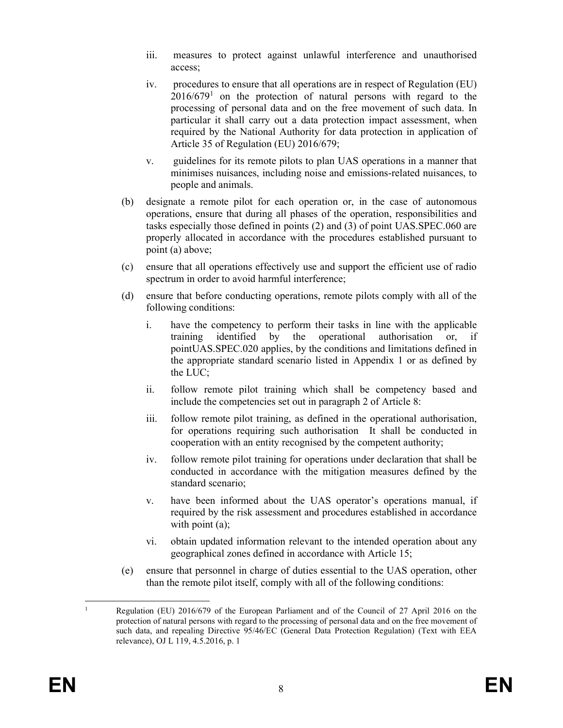iii. measures to protect against unlawful interference and unauthorised access;

iv. procedures to ensure that all operations are in respect of Regulation (EU) 2016/679[1] on the protection of natural persons with regard to the processing of personal data and on the free movement of such data. In particular it shall carry out a data protection impact assessment, when required by the National Authority for data protection in application of Article 35 of Regulation (EU) 2016/679;

v. guidelines for its remote pilots to plan UAS operations in a manner that minimises nuisances, including noise and emissions-related nuisances, to people and animals.

(b) designate a remote pilot for each operation or, in the case of autonomous operations, ensure that during all phases of the operation, responsibilities and tasks especially those defined in points (2) and (3) of point UAS.SPEC.060 are properly allocated in accordance with the procedures established pursuant to point (a) above;

(c) ensure that all operations effectively use and support the efficient use of radio spectrum in order to avoid harmful interference;

(d) ensure that before conducting operations, remote pilots comply with all of the following conditions:

i. have the competency to perform their tasks in line with the applicable training identified by the operational authorisation or, if pointUAS.SPEC.020 applies, by the conditions and limitations defined in the appropriate standard scenario listed in Appendix 1 or as defined by the LUC;

ii. follow remote pilot training which shall be competency based and include the competencies set out in paragraph 2 of Article 8:

iii. follow remote pilot training, as defined in the operational authorisation, for operations requiring such authorisation It shall be conducted in cooperation with an entity recognised by the competent authority;

iv. follow remote pilot training for operations under declaration that shall be conducted in accordance with the mitigation measures defined by the standard scenario;

v. have been informed about the UAS operator's operations manual, if required by the risk assessment and procedures established in accordance with point (a);

vi. obtain updated information relevant to the intended operation about any geographical zones defined in accordance with Article 15;

(e) ensure that personnel in charge of duties essential to the UAS operation, other than the remote pilot itself, comply with all of the following conditions:

---

[1] Regulation (EU) 2016/679 of the European Parliament and of the Council of 27 April 2016 on the protection of natural persons with regard to the processing of personal data and on the free movement of such data, and repealing Directive 95/46/EC (General Data Protection Regulation) (Text with EEA relevance), OJ L 119, 4.5.2016, p. 1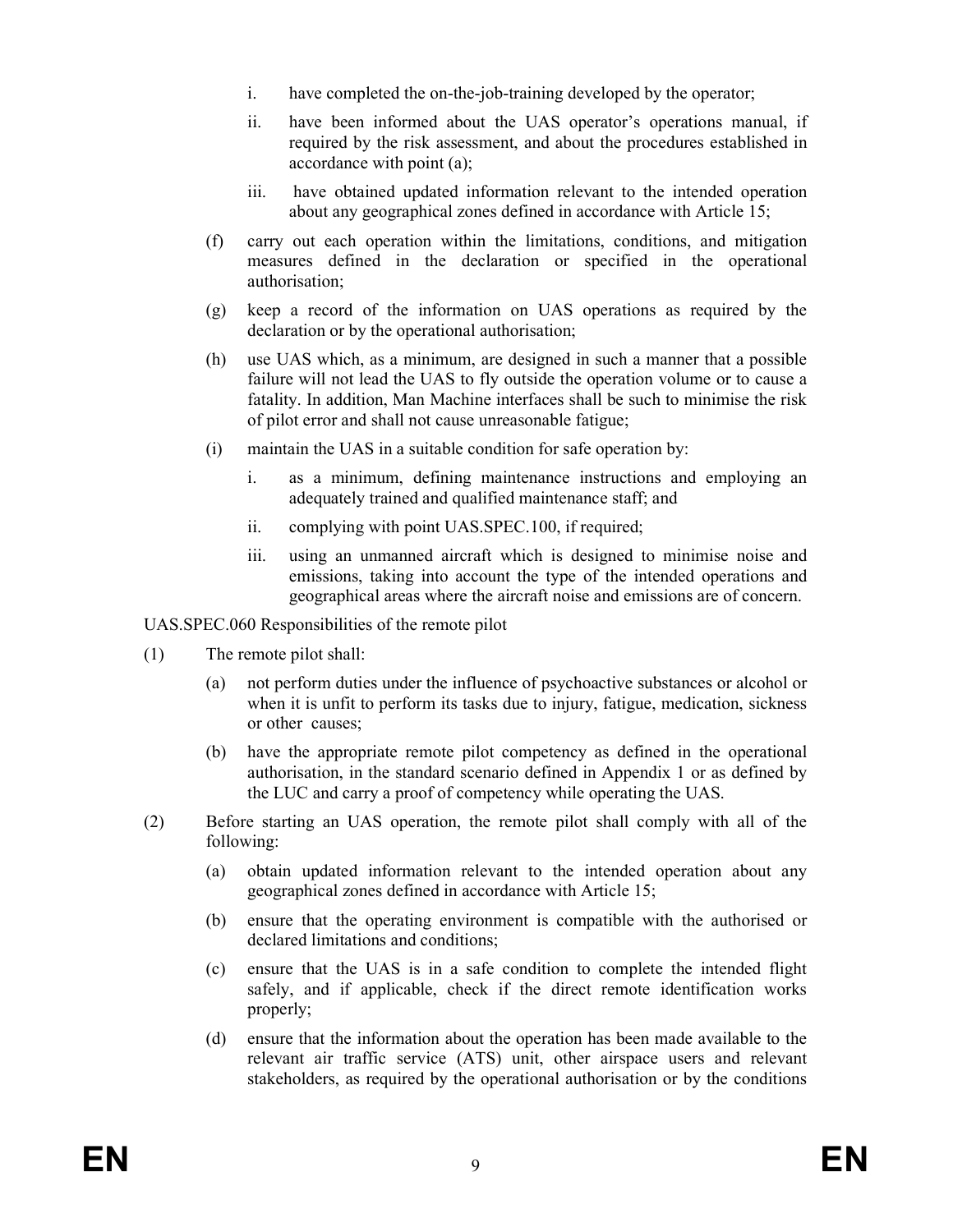i. have completed the on-the-job-training developed by the operator;

ii. have been informed about the UAS operator's operations manual, if required by the risk assessment, and about the procedures established in accordance with point (a);

iii. have obtained updated information relevant to the intended operation about any geographical zones defined in accordance with Article 15;

(f) carry out each operation within the limitations, conditions, and mitigation measures defined in the declaration or specified in the operational authorisation;

(g) keep a record of the information on UAS operations as required by the declaration or by the operational authorisation;

(h) use UAS which, as a minimum, are designed in such a manner that a possible failure will not lead the UAS to fly outside the operation volume or to cause a fatality. In addition, Man Machine interfaces shall be such to minimise the risk of pilot error and shall not cause unreasonable fatigue;

(i) maintain the UAS in a suitable condition for safe operation by:

i. as a minimum, defining maintenance instructions and employing an adequately trained and qualified maintenance staff; and

ii. complying with point UAS.SPEC.100, if required;

iii. using an unmanned aircraft which is designed to minimise noise and emissions, taking into account the type of the intended operations and geographical areas where the aircraft noise and emissions are of concern.

UAS.SPEC.060 Responsibilities of the remote pilot

(1) The remote pilot shall:

(a) not perform duties under the influence of psychoactive substances or alcohol or when it is unfit to perform its tasks due to injury, fatigue, medication, sickness or other causes;

(b) have the appropriate remote pilot competency as defined in the operational authorisation, in the standard scenario defined in Appendix 1 or as defined by the LUC and carry a proof of competency while operating the UAS.

(2) Before starting an UAS operation, the remote pilot shall comply with all of the following:

(a) obtain updated information relevant to the intended operation about any geographical zones defined in accordance with Article 15;

(b) ensure that the operating environment is compatible with the authorised or declared limitations and conditions;

(c) ensure that the UAS is in a safe condition to complete the intended flight safely, and if applicable, check if the direct remote identification works properly;

(d) ensure that the information about the operation has been made available to the relevant air traffic service (ATS) unit, other airspace users and relevant stakeholders, as required by the operational authorisation or by the conditions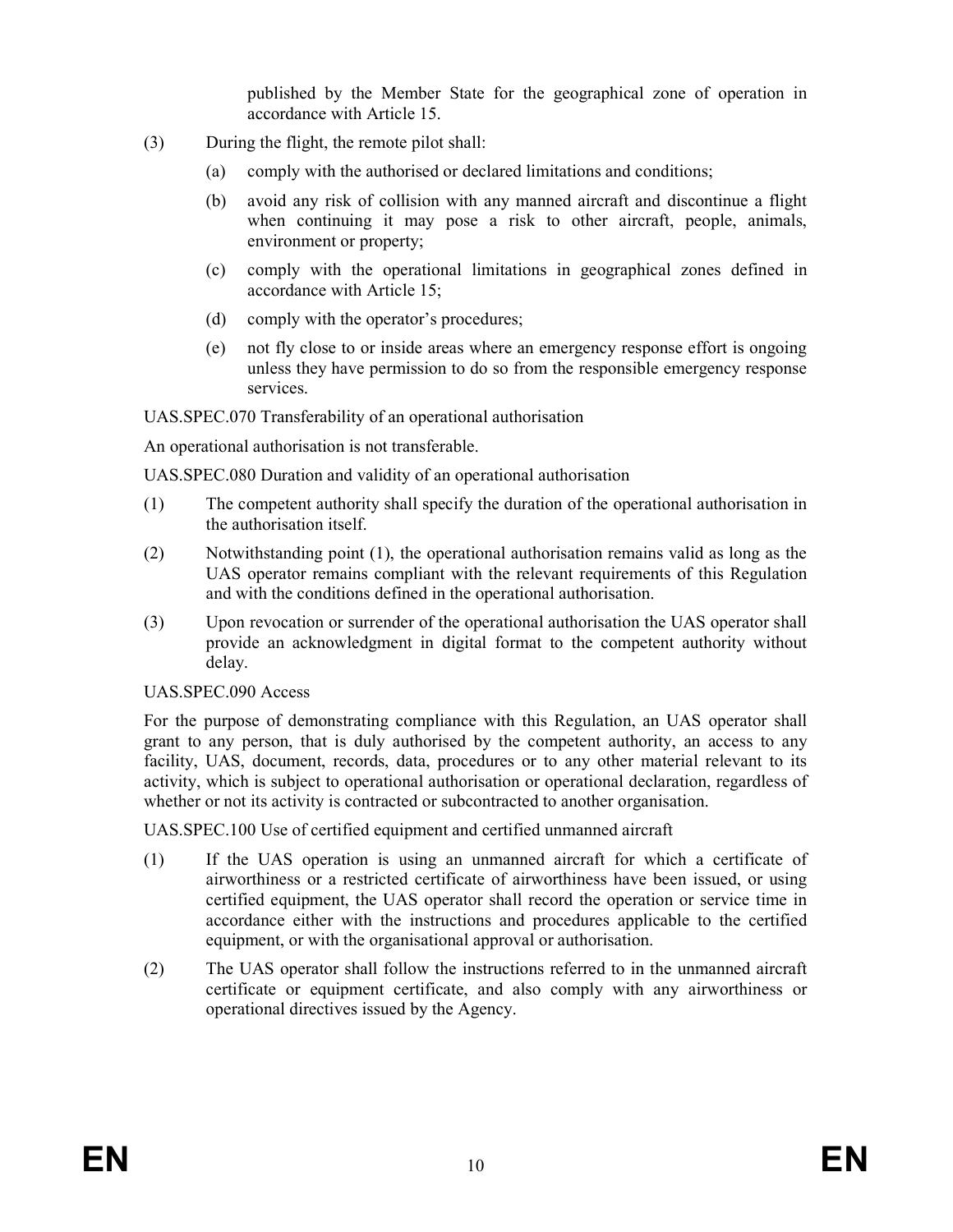published by the Member State for the geographical zone of operation in accordance with Article 15.

(3) During the flight, the remote pilot shall:

   (a) comply with the authorised or declared limitations and conditions;

   (b) avoid any risk of collision with any manned aircraft and discontinue a flight when continuing it may pose a risk to other aircraft, people, animals, environment or property;

   (c) comply with the operational limitations in geographical zones defined in accordance with Article 15;

   (d) comply with the operator's procedures;

   (e) not fly close to or inside areas where an emergency response effort is ongoing unless they have permission to do so from the responsible emergency response services.

UAS.SPEC.070 Transferability of an operational authorisation

An operational authorisation is not transferable.

UAS.SPEC.080 Duration and validity of an operational authorisation

(1) The competent authority shall specify the duration of the operational authorisation in the authorisation itself.

(2) Notwithstanding point (1), the operational authorisation remains valid as long as the UAS operator remains compliant with the relevant requirements of this Regulation and with the conditions defined in the operational authorisation.

(3) Upon revocation or surrender of the operational authorisation the UAS operator shall provide an acknowledgment in digital format to the competent authority without delay.

UAS.SPEC.090 Access

For the purpose of demonstrating compliance with this Regulation, an UAS operator shall grant to any person, that is duly authorised by the competent authority, an access to any facility, UAS, document, records, data, procedures or to any other material relevant to its activity, which is subject to operational authorisation or operational declaration, regardless of whether or not its activity is contracted or subcontracted to another organisation.

UAS.SPEC.100 Use of certified equipment and certified unmanned aircraft

(1) If the UAS operation is using an unmanned aircraft for which a certificate of airworthiness or a restricted certificate of airworthiness have been issued, or using certified equipment, the UAS operator shall record the operation or service time in accordance either with the instructions and procedures applicable to the certified equipment, or with the organisational approval or authorisation.

(2) The UAS operator shall follow the instructions referred to in the unmanned aircraft certificate or equipment certificate, and also comply with any airworthiness or operational directives issued by the Agency.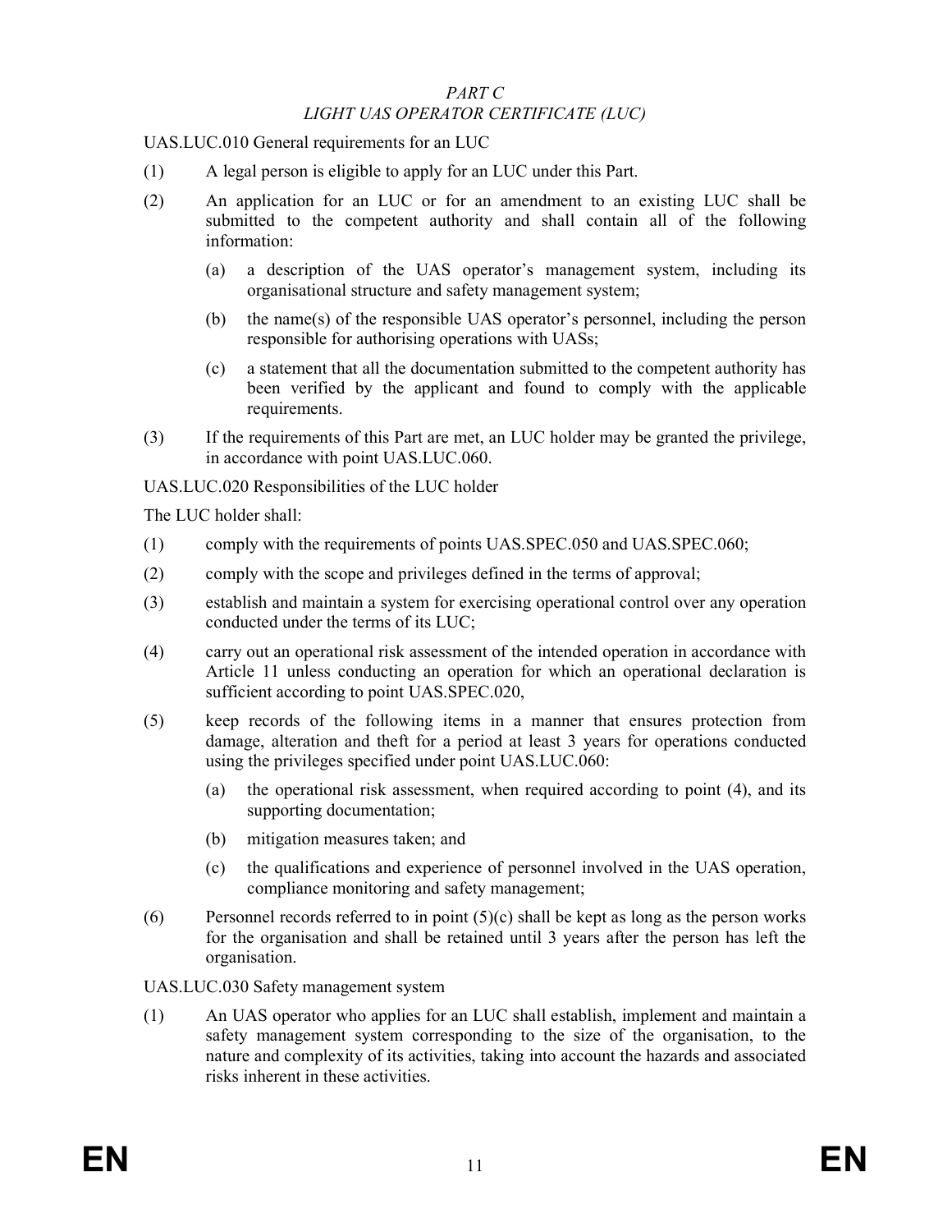*PART C*

*LIGHT UAS OPERATOR CERTIFICATE (LUC)*

UAS.LUC.010 General requirements for an LUC

(1) A legal person is eligible to apply for an LUC under this Part.

(2) An application for an LUC or for an amendment to an existing LUC shall be submitted to the competent authority and shall contain all of the following information:

  (a) a description of the UAS operator's management system, including its organisational structure and safety management system;

  (b) the name(s) of the responsible UAS operator's personnel, including the person responsible for authorising operations with UASs;

  (c) a statement that all the documentation submitted to the competent authority has been verified by the applicant and found to comply with the applicable requirements.

(3) If the requirements of this Part are met, an LUC holder may be granted the privilege, in accordance with point UAS.LUC.060.

UAS.LUC.020 Responsibilities of the LUC holder

The LUC holder shall:

(1) comply with the requirements of points UAS.SPEC.050 and UAS.SPEC.060;

(2) comply with the scope and privileges defined in the terms of approval;

(3) establish and maintain a system for exercising operational control over any operation conducted under the terms of its LUC;

(4) carry out an operational risk assessment of the intended operation in accordance with Article 11 unless conducting an operation for which an operational declaration is sufficient according to point UAS.SPEC.020,

(5) keep records of the following items in a manner that ensures protection from damage, alteration and theft for a period at least 3 years for operations conducted using the privileges specified under point UAS.LUC.060:

  (a) the operational risk assessment, when required according to point (4), and its supporting documentation;

  (b) mitigation measures taken; and

  (c) the qualifications and experience of personnel involved in the UAS operation, compliance monitoring and safety management;

(6) Personnel records referred to in point (5)(c) shall be kept as long as the person works for the organisation and shall be retained until 3 years after the person has left the organisation.

UAS.LUC.030 Safety management system

(1) An UAS operator who applies for an LUC shall establish, implement and maintain a safety management system corresponding to the size of the organisation, to the nature and complexity of its activities, taking into account the hazards and associated risks inherent in these activities.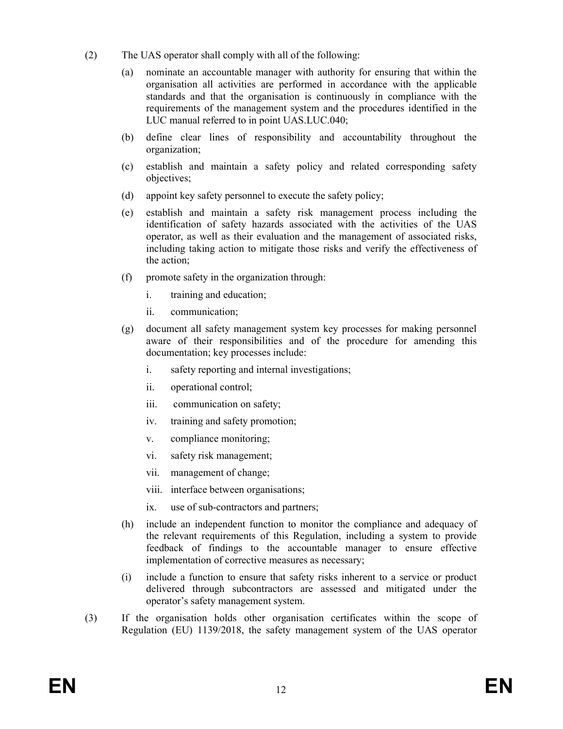(2) The UAS operator shall comply with all of the following:

(a) nominate an accountable manager with authority for ensuring that within the organisation all activities are performed in accordance with the applicable standards and that the organisation is continuously in compliance with the requirements of the management system and the procedures identified in the LUC manual referred to in point UAS.LUC.040;

(b) define clear lines of responsibility and accountability throughout the organization;

(c) establish and maintain a safety policy and related corresponding safety objectives;

(d) appoint key safety personnel to execute the safety policy;

(e) establish and maintain a safety risk management process including the identification of safety hazards associated with the activities of the UAS operator, as well as their evaluation and the management of associated risks, including taking action to mitigate those risks and verify the effectiveness of the action;

(f) promote safety in the organization through:

i. training and education;

ii. communication;

(g) document all safety management system key processes for making personnel aware of their responsibilities and of the procedure for amending this documentation; key processes include:

i. safety reporting and internal investigations;

ii. operational control;

iii. communication on safety;

iv. training and safety promotion;

v. compliance monitoring;

vi. safety risk management;

vii. management of change;

viii. interface between organisations;

ix. use of sub-contractors and partners;

(h) include an independent function to monitor the compliance and adequacy of the relevant requirements of this Regulation, including a system to provide feedback of findings to the accountable manager to ensure effective implementation of corrective measures as necessary;

(i) include a function to ensure that safety risks inherent to a service or product delivered through subcontractors are assessed and mitigated under the operator's safety management system.

(3) If the organisation holds other organisation certificates within the scope of Regulation (EU) 1139/2018, the safety management system of the UAS operator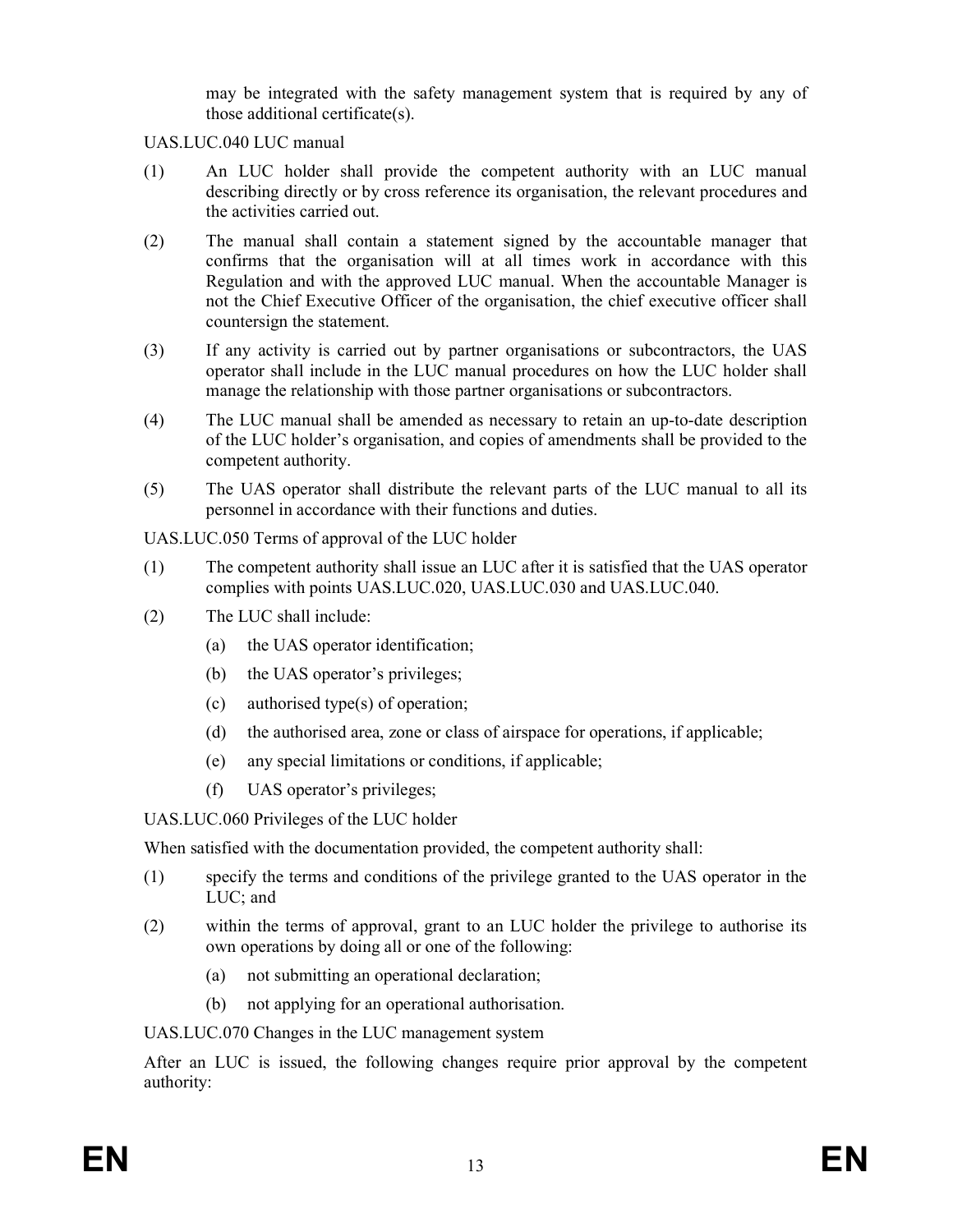may be integrated with the safety management system that is required by any of those additional certificate(s).

UAS.LUC.040 LUC manual

(1) An LUC holder shall provide the competent authority with an LUC manual describing directly or by cross reference its organisation, the relevant procedures and the activities carried out.

(2) The manual shall contain a statement signed by the accountable manager that confirms that the organisation will at all times work in accordance with this Regulation and with the approved LUC manual. When the accountable Manager is not the Chief Executive Officer of the organisation, the chief executive officer shall countersign the statement.

(3) If any activity is carried out by partner organisations or subcontractors, the UAS operator shall include in the LUC manual procedures on how the LUC holder shall manage the relationship with those partner organisations or subcontractors.

(4) The LUC manual shall be amended as necessary to retain an up-to-date description of the LUC holder's organisation, and copies of amendments shall be provided to the competent authority.

(5) The UAS operator shall distribute the relevant parts of the LUC manual to all its personnel in accordance with their functions and duties.

UAS.LUC.050 Terms of approval of the LUC holder

(1) The competent authority shall issue an LUC after it is satisfied that the UAS operator complies with points UAS.LUC.020, UAS.LUC.030 and UAS.LUC.040.

(2) The LUC shall include:

 (a) the UAS operator identification;

 (b) the UAS operator's privileges;

 (c) authorised type(s) of operation;

 (d) the authorised area, zone or class of airspace for operations, if applicable;

 (e) any special limitations or conditions, if applicable;

 (f) UAS operator's privileges;

UAS.LUC.060 Privileges of the LUC holder

When satisfied with the documentation provided, the competent authority shall:

(1) specify the terms and conditions of the privilege granted to the UAS operator in the LUC; and

(2) within the terms of approval, grant to an LUC holder the privilege to authorise its own operations by doing all or one of the following:

 (a) not submitting an operational declaration;

 (b) not applying for an operational authorisation.

UAS.LUC.070 Changes in the LUC management system

After an LUC is issued, the following changes require prior approval by the competent authority: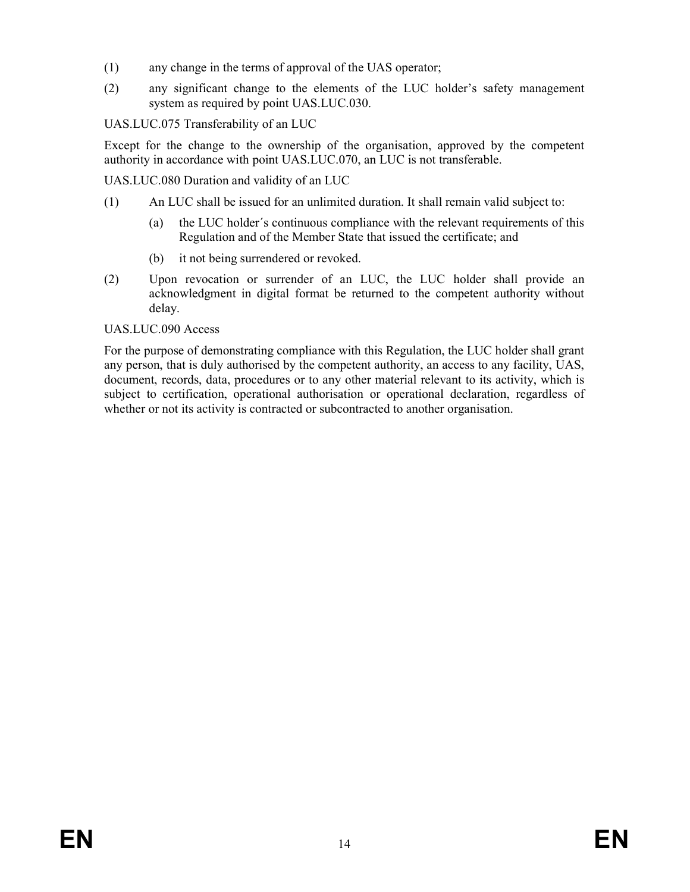(1) any change in the terms of approval of the UAS operator;

(2) any significant change to the elements of the LUC holder's safety management system as required by point UAS.LUC.030.

UAS.LUC.075 Transferability of an LUC

Except for the change to the ownership of the organisation, approved by the competent authority in accordance with point UAS.LUC.070, an LUC is not transferable.

UAS.LUC.080 Duration and validity of an LUC

(1) An LUC shall be issued for an unlimited duration. It shall remain valid subject to:

  (a) the LUC holder´s continuous compliance with the relevant requirements of this Regulation and of the Member State that issued the certificate; and

  (b) it not being surrendered or revoked.

(2) Upon revocation or surrender of an LUC, the LUC holder shall provide an acknowledgment in digital format be returned to the competent authority without delay.

UAS.LUC.090 Access

For the purpose of demonstrating compliance with this Regulation, the LUC holder shall grant any person, that is duly authorised by the competent authority, an access to any facility, UAS, document, records, data, procedures or to any other material relevant to its activity, which is subject to certification, operational authorisation or operational declaration, regardless of whether or not its activity is contracted or subcontracted to another organisation.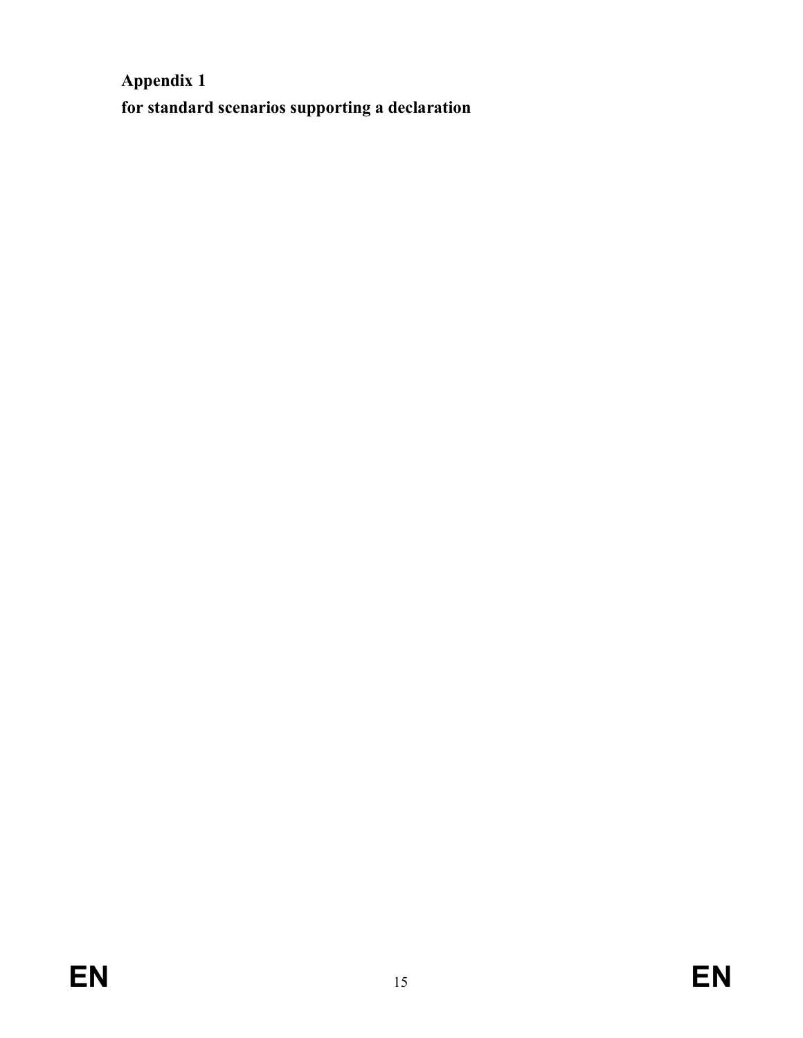**Appendix 1**

**for standard scenarios supporting a declaration**